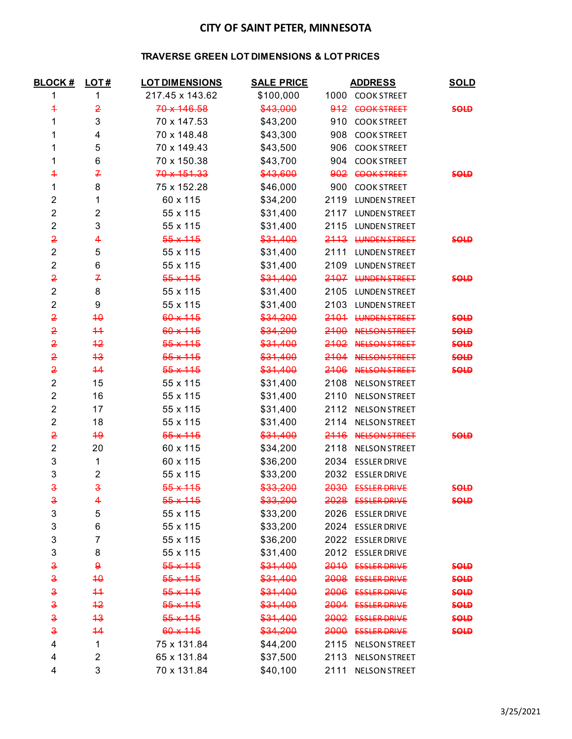# CITY OF SAINT PETER, MINNESOTA

## TRAVERSE GREEN LOT DIMENSIONS & LOT PRICES

| BLOCK # | LOT # | LOT DIMENSIONS | SALE PRICE | ADDRESS | SOLD |
|---|---|---|---|---|---|
| 1 | 1 | 217.45 x 143.62 | $100,000 | 1000 COOK STREET | |
| ~~1~~ | ~~2~~ | ~~70 x 146.58~~ | ~~$43,000~~ | ~~912 COOK STREET~~ | ~~SOLD~~ |
| 1 | 3 | 70 x 147.53 | $43,200 | 910 COOK STREET | |
| 1 | 4 | 70 x 148.48 | $43,300 | 908 COOK STREET | |
| 1 | 5 | 70 x 149.43 | $43,500 | 906 COOK STREET | |
| 1 | 6 | 70 x 150.38 | $43,700 | 904 COOK STREET | |
| ~~1~~ | ~~7~~ | ~~70 x 151.33~~ | ~~$43,600~~ | ~~902 COOK STREET~~ | ~~SOLD~~ |
| 1 | 8 | 75 x 152.28 | $46,000 | 900 COOK STREET | |
| 2 | 1 | 60 x 115 | $34,200 | 2119 LUNDEN STREET | |
| 2 | 2 | 55 x 115 | $31,400 | 2117 LUNDEN STREET | |
| 2 | 3 | 55 x 115 | $31,400 | 2115 LUNDEN STREET | |
| ~~2~~ | ~~4~~ | ~~55 x 115~~ | ~~$31,400~~ | ~~2113 LUNDEN STREET~~ | ~~SOLD~~ |
| 2 | 5 | 55 x 115 | $31,400 | 2111 LUNDEN STREET | |
| 2 | 6 | 55 x 115 | $31,400 | 2109 LUNDEN STREET | |
| ~~2~~ | ~~7~~ | ~~55 x 115~~ | ~~$31,400~~ | ~~2107 LUNDEN STREET~~ | ~~SOLD~~ |
| 2 | 8 | 55 x 115 | $31,400 | 2105 LUNDEN STREET | |
| 2 | 9 | 55 x 115 | $31,400 | 2103 LUNDEN STREET | |
| ~~2~~ | ~~10~~ | ~~60 x 115~~ | ~~$34,200~~ | ~~2101 LUNDEN STREET~~ | ~~SOLD~~ |
| ~~2~~ | ~~11~~ | ~~60 x 115~~ | ~~$34,200~~ | ~~2100 NELSON STREET~~ | ~~SOLD~~ |
| ~~2~~ | ~~12~~ | ~~55 x 115~~ | ~~$31,400~~ | ~~2102 NELSON STREET~~ | ~~SOLD~~ |
| ~~2~~ | ~~13~~ | ~~55 x 115~~ | ~~$31,400~~ | ~~2104 NELSON STREET~~ | ~~SOLD~~ |
| ~~2~~ | ~~14~~ | ~~55 x 115~~ | ~~$31,400~~ | ~~2106 NELSON STREET~~ | ~~SOLD~~ |
| 2 | 15 | 55 x 115 | $31,400 | 2108 NELSON STREET | |
| 2 | 16 | 55 x 115 | $31,400 | 2110 NELSON STREET | |
| 2 | 17 | 55 x 115 | $31,400 | 2112 NELSON STREET | |
| 2 | 18 | 55 x 115 | $31,400 | 2114 NELSON STREET | |
| ~~2~~ | ~~19~~ | ~~55 x 115~~ | ~~$31,400~~ | ~~2116 NELSON STREET~~ | ~~SOLD~~ |
| 2 | 20 | 60 x 115 | $34,200 | 2118 NELSON STREET | |
| 3 | 1 | 60 x 115 | $36,200 | 2034 ESSLER DRIVE | |
| 3 | 2 | 55 x 115 | $33,200 | 2032 ESSLER DRIVE | |
| ~~3~~ | ~~3~~ | ~~55 x 115~~ | ~~$33,200~~ | ~~2030 ESSLER DRIVE~~ | ~~SOLD~~ |
| ~~3~~ | ~~4~~ | ~~55 x 115~~ | ~~$33,200~~ | ~~2028 ESSLER DRIVE~~ | ~~SOLD~~ |
| 3 | 5 | 55 x 115 | $33,200 | 2026 ESSLER DRIVE | |
| 3 | 6 | 55 x 115 | $33,200 | 2024 ESSLER DRIVE | |
| 3 | 7 | 55 x 115 | $36,200 | 2022 ESSLER DRIVE | |
| 3 | 8 | 55 x 115 | $31,400 | 2012 ESSLER DRIVE | |
| ~~3~~ | ~~9~~ | ~~55 x 115~~ | ~~$31,400~~ | ~~2010 ESSLER DRIVE~~ | ~~SOLD~~ |
| ~~3~~ | ~~10~~ | ~~55 x 115~~ | ~~$31,400~~ | ~~2008 ESSLER DRIVE~~ | ~~SOLD~~ |
| ~~3~~ | ~~11~~ | ~~55 x 115~~ | ~~$31,400~~ | ~~2006 ESSLER DRIVE~~ | ~~SOLD~~ |
| ~~3~~ | ~~12~~ | ~~55 x 115~~ | ~~$31,400~~ | ~~2004 ESSLER DRIVE~~ | ~~SOLD~~ |
| ~~3~~ | ~~13~~ | ~~55 x 115~~ | ~~$31,400~~ | ~~2002 ESSLER DRIVE~~ | ~~SOLD~~ |
| ~~3~~ | ~~14~~ | ~~60 x 115~~ | ~~$34,200~~ | ~~2000 ESSLER DRIVE~~ | ~~SOLD~~ |
| 4 | 1 | 75 x 131.84 | $44,200 | 2115 NELSON STREET | |
| 4 | 2 | 65 x 131.84 | $37,500 | 2113 NELSON STREET | |
| 4 | 3 | 70 x 131.84 | $40,100 | 2111 NELSON STREET | |

3/25/2021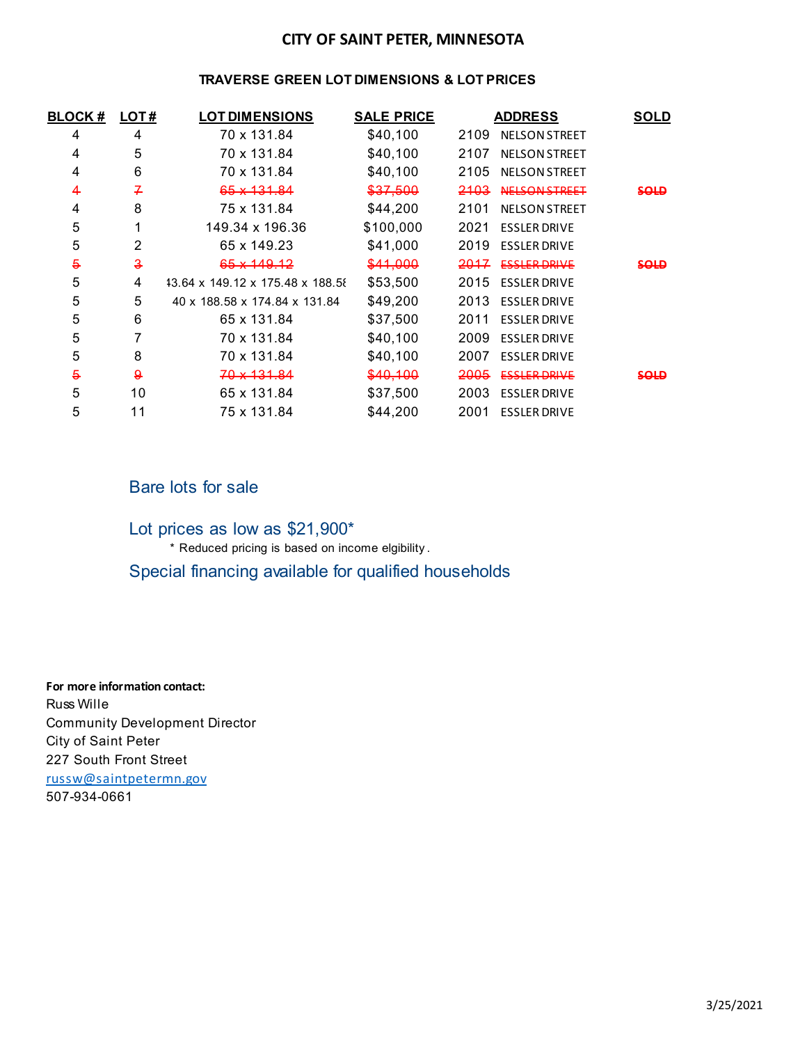# CITY OF SAINT PETER, MINNESOTA

## TRAVERSE GREEN LOT DIMENSIONS & LOT PRICES

| BLOCK # | LOT # | LOT DIMENSIONS | SALE PRICE | ADDRESS | SOLD |
|---|---|---|---|---|---|
| 4 | 4 | 70 x 131.84 | $40,100 | 2109 NELSON STREET | |
| 4 | 5 | 70 x 131.84 | $40,100 | 2107 NELSON STREET | |
| 4 | 6 | 70 x 131.84 | $40,100 | 2105 NELSON STREET | |
| ~~4~~ | ~~7~~ | ~~65 x 131.84~~ | ~~$37,500~~ | ~~2103 NELSON STREET~~ | ~~SOLD~~ |
| 4 | 8 | 75 x 131.84 | $44,200 | 2101 NELSON STREET | |
| 5 | 1 | 149.34 x 196.36 | $100,000 | 2021 ESSLER DRIVE | |
| 5 | 2 | 65 x 149.23 | $41,000 | 2019 ESSLER DRIVE | |
| ~~5~~ | ~~3~~ | ~~65 x 149.12~~ | ~~$41,000~~ | ~~2017 ESSLER DRIVE~~ | ~~SOLD~~ |
| 5 | 4 | 43.64 x 149.12 x 175.48 x 188.58 | $53,500 | 2015 ESSLER DRIVE | |
| 5 | 5 | 40 x 188.58 x 174.84 x 131.84 | $49,200 | 2013 ESSLER DRIVE | |
| 5 | 6 | 65 x 131.84 | $37,500 | 2011 ESSLER DRIVE | |
| 5 | 7 | 70 x 131.84 | $40,100 | 2009 ESSLER DRIVE | |
| 5 | 8 | 70 x 131.84 | $40,100 | 2007 ESSLER DRIVE | |
| ~~5~~ | ~~9~~ | ~~70 x 131.84~~ | ~~$40,100~~ | ~~2005 ESSLER DRIVE~~ | ~~SOLD~~ |
| 5 | 10 | 65 x 131.84 | $37,500 | 2003 ESSLER DRIVE | |
| 5 | 11 | 75 x 131.84 | $44,200 | 2001 ESSLER DRIVE | |

Bare lots for sale

Lot prices as low as $21,900*

\* Reduced pricing is based on income elgibility.

Special financing available for qualified households

**For more information contact:**
Russ Wille
Community Development Director
City of Saint Peter
227 South Front Street
russw@saintpetermn.gov
507-934-0661

3/25/2021